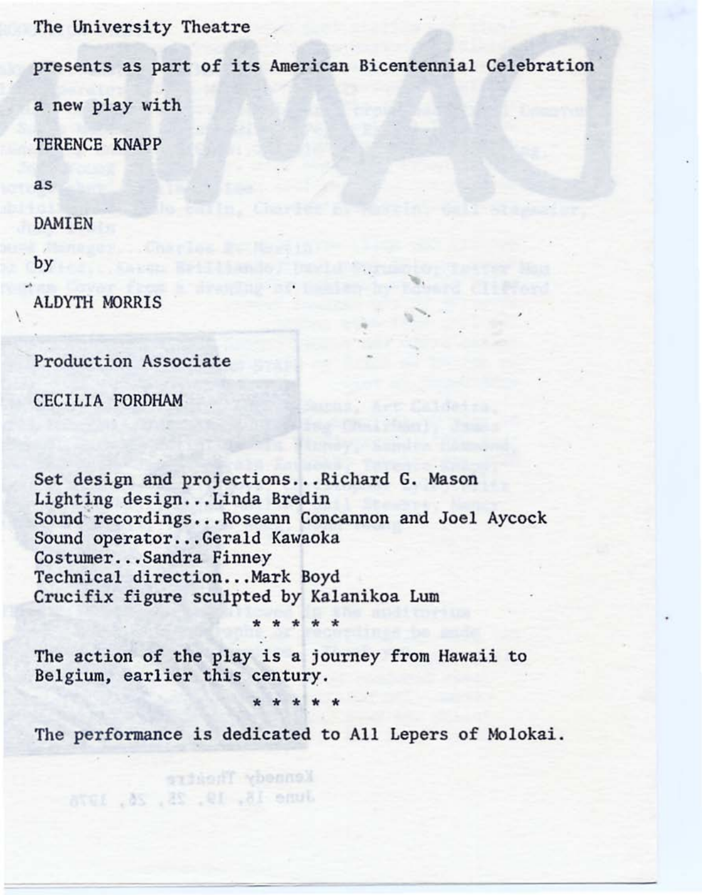The University Theatre

presents as part of its American Bicentennial Celebration

a new play with

TERENCE KNAPP

as

DAMIEN

by

ALDYTH MORRIS

Production Associate

CECILIA FORDHAM

Set design and projections...Richard G. Mason
Lighting design...Linda Bredin
Sound recordings...Roseann Concannon and Joel Aycock
Sound operator...Gerald Kawaoka
Costumer...Sandra Finney
Technical direction...Mark Boyd
Crucifix figure sculpted by Kalanikoa Lum

\* \* \* \* \*

The action of the play is a journey from Hawaii to Belgium, earlier this century.

\* \* \* \* \*

The performance is dedicated to All Lepers of Molokai.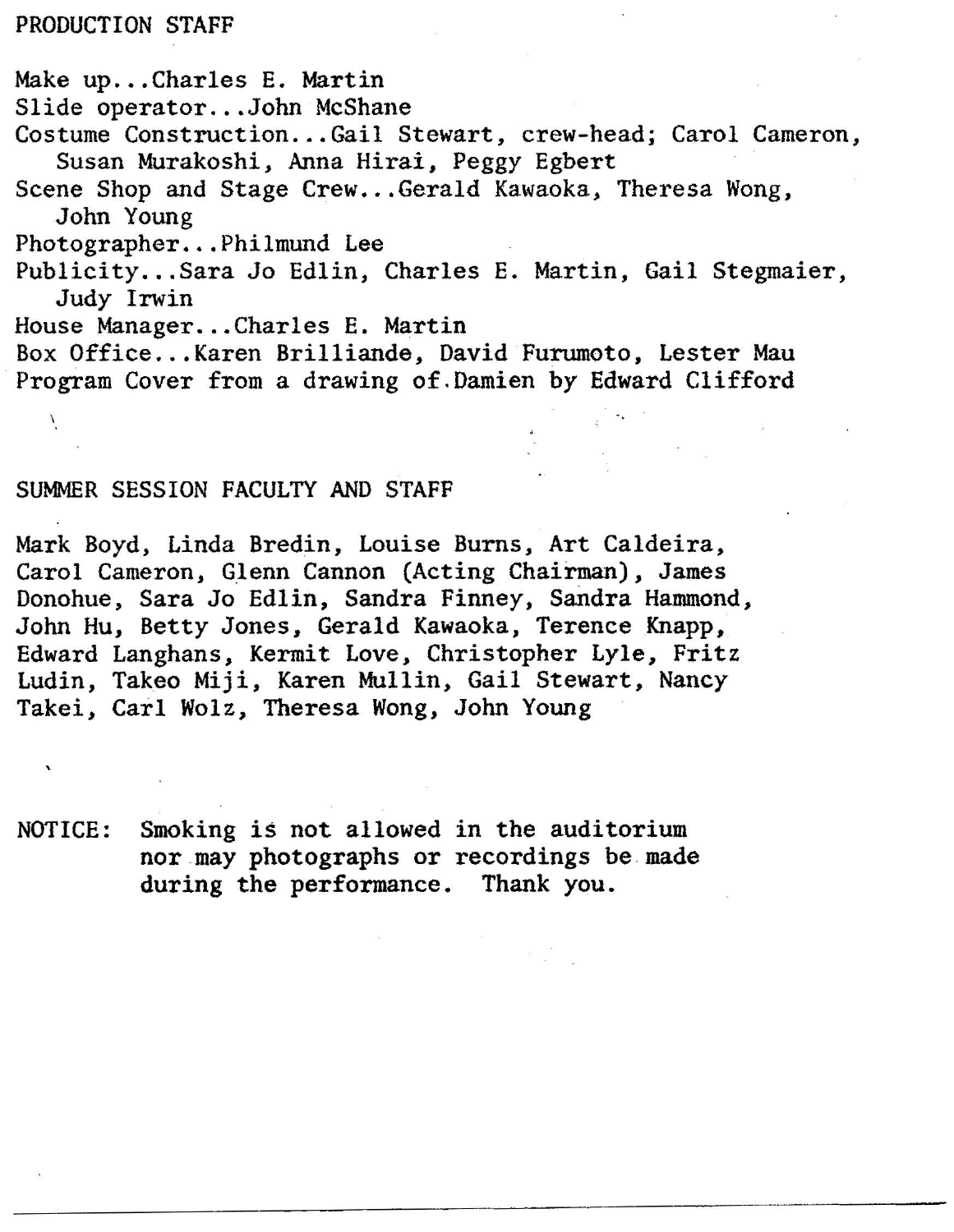## PRODUCTION STAFF

Make up...Charles E. Martin
Slide operator...John McShane
Costume Construction...Gail Stewart, crew-head; Carol Cameron, Susan Murakoshi, Anna Hirai, Peggy Egbert
Scene Shop and Stage Crew...Gerald Kawaoka, Theresa Wong, John Young
Photographer...Philmund Lee
Publicity...Sara Jo Edlin, Charles E. Martin, Gail Stegmaier, Judy Irwin
House Manager...Charles E. Martin
Box Office...Karen Brilliande, David Furumoto, Lester Mau
Program Cover from a drawing of Damien by Edward Clifford

## SUMMER SESSION FACULTY AND STAFF

Mark Boyd, Linda Bredin, Louise Burns, Art Caldeira, Carol Cameron, Glenn Cannon (Acting Chairman), James Donohue, Sara Jo Edlin, Sandra Finney, Sandra Hammond, John Hu, Betty Jones, Gerald Kawaoka, Terence Knapp, Edward Langhans, Kermit Love, Christopher Lyle, Fritz Ludin, Takeo Miji, Karen Mullin, Gail Stewart, Nancy Takei, Carl Wolz, Theresa Wong, John Young

NOTICE: Smoking is not allowed in the auditorium nor may photographs or recordings be made during the performance. Thank you.